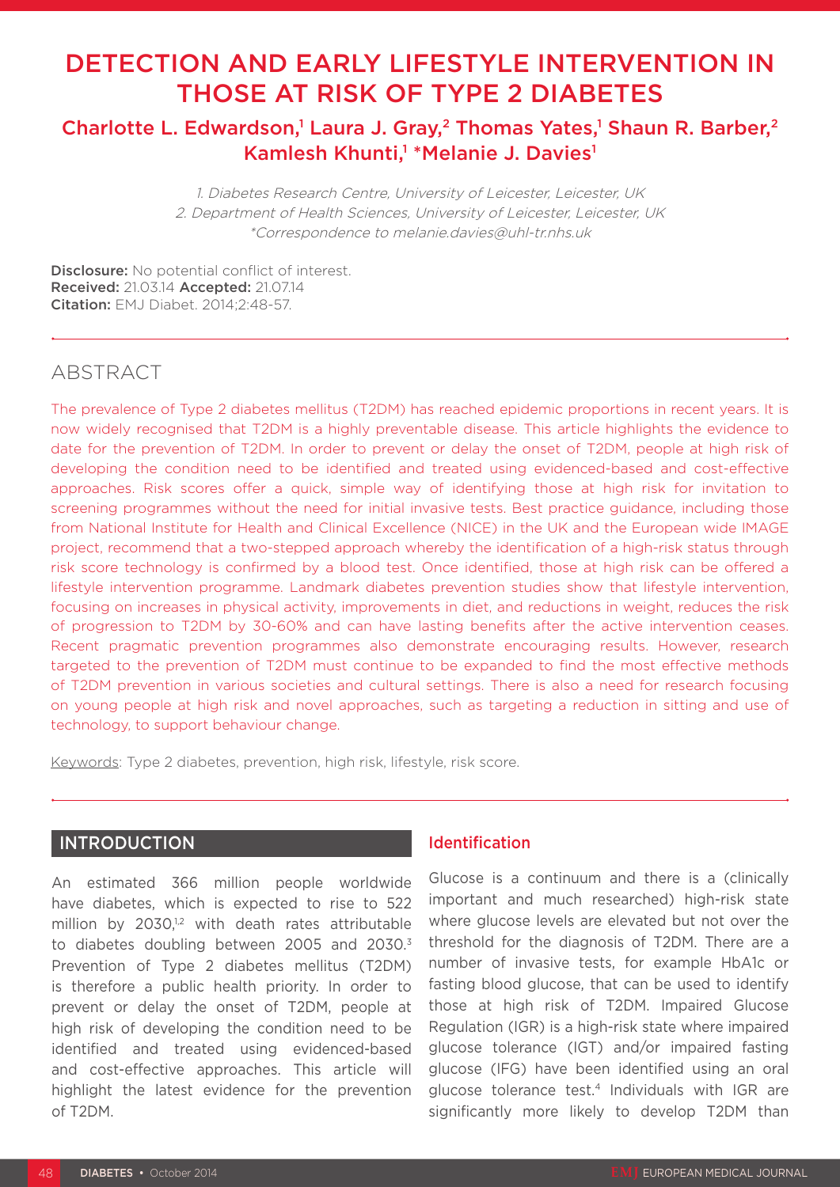# DETECTION AND EARLY LIFESTYLE INTERVENTION IN THOSE AT RISK OF TYPE 2 DIABETES

**Charlotte L. Edwardson,[1] Laura J. Gray,[2] Thomas Yates,[1] Shaun R. Barber,[2] Kamlesh Khunti,[1] *Melanie J. Davies[1]**

1. Diabetes Research Centre, University of Leicester, Leicester, UK
2. Department of Health Sciences, University of Leicester, Leicester, UK
*Correspondence to melanie.davies@uhl-tr.nhs.uk

**Disclosure:** No potential conflict of interest.
**Received:** 21.03.14 **Accepted:** 21.07.14
**Citation:** EMJ Diabet. 2014;2:48-57.

## ABSTRACT

The prevalence of Type 2 diabetes mellitus (T2DM) has reached epidemic proportions in recent years. It is now widely recognised that T2DM is a highly preventable disease. This article highlights the evidence to date for the prevention of T2DM. In order to prevent or delay the onset of T2DM, people at high risk of developing the condition need to be identified and treated using evidenced-based and cost-effective approaches. Risk scores offer a quick, simple way of identifying those at high risk for invitation to screening programmes without the need for initial invasive tests. Best practice guidance, including those from National Institute for Health and Clinical Excellence (NICE) in the UK and the European wide IMAGE project, recommend that a two-stepped approach whereby the identification of a high-risk status through risk score technology is confirmed by a blood test. Once identified, those at high risk can be offered a lifestyle intervention programme. Landmark diabetes prevention studies show that lifestyle intervention, focusing on increases in physical activity, improvements in diet, and reductions in weight, reduces the risk of progression to T2DM by 30-60% and can have lasting benefits after the active intervention ceases. Recent pragmatic prevention programmes also demonstrate encouraging results. However, research targeted to the prevention of T2DM must continue to be expanded to find the most effective methods of T2DM prevention in various societies and cultural settings. There is also a need for research focusing on young people at high risk and novel approaches, such as targeting a reduction in sitting and use of technology, to support behaviour change.

Keywords: Type 2 diabetes, prevention, high risk, lifestyle, risk score.

## INTRODUCTION

An estimated 366 million people worldwide have diabetes, which is expected to rise to 522 million by 2030,[1,2] with death rates attributable to diabetes doubling between 2005 and 2030.[3] Prevention of Type 2 diabetes mellitus (T2DM) is therefore a public health priority. In order to prevent or delay the onset of T2DM, people at high risk of developing the condition need to be identified and treated using evidenced-based and cost-effective approaches. This article will highlight the latest evidence for the prevention of T2DM.

### Identification

Glucose is a continuum and there is a (clinically important and much researched) high-risk state where glucose levels are elevated but not over the threshold for the diagnosis of T2DM. There are a number of invasive tests, for example HbA1c or fasting blood glucose, that can be used to identify those at high risk of T2DM. Impaired Glucose Regulation (IGR) is a high-risk state where impaired glucose tolerance (IGT) and/or impaired fasting glucose (IFG) have been identified using an oral glucose tolerance test.[4] Individuals with IGR are significantly more likely to develop T2DM than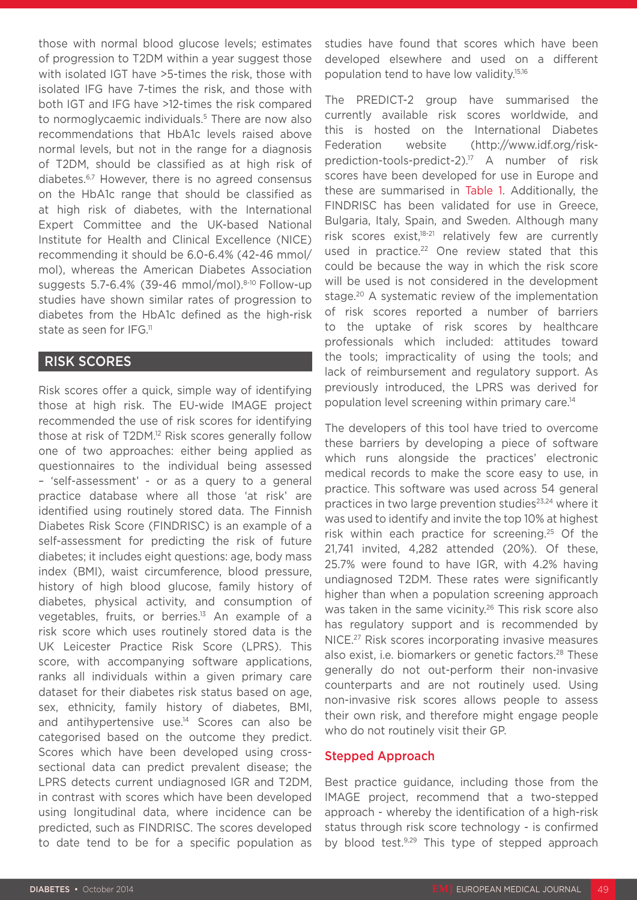those with normal blood glucose levels; estimates of progression to T2DM within a year suggest those with isolated IGT have >5-times the risk, those with isolated IFG have 7-times the risk, and those with both IGT and IFG have >12-times the risk compared to normoglycaemic individuals.[5] There are now also recommendations that HbA1c levels raised above normal levels, but not in the range for a diagnosis of T2DM, should be classified as at high risk of diabetes.[6,7] However, there is no agreed consensus on the HbA1c range that should be classified as at high risk of diabetes, with the International Expert Committee and the UK-based National Institute for Health and Clinical Excellence (NICE) recommending it should be 6.0-6.4% (42-46 mmol/mol), whereas the American Diabetes Association suggests 5.7-6.4% (39-46 mmol/mol).[8-10] Follow-up studies have shown similar rates of progression to diabetes from the HbA1c defined as the high-risk state as seen for IFG.[11]

## RISK SCORES

Risk scores offer a quick, simple way of identifying those at high risk. The EU-wide IMAGE project recommended the use of risk scores for identifying those at risk of T2DM.[12] Risk scores generally follow one of two approaches: either being applied as questionnaires to the individual being assessed – 'self-assessment' - or as a query to a general practice database where all those 'at risk' are identified using routinely stored data. The Finnish Diabetes Risk Score (FINDRISC) is an example of a self-assessment for predicting the risk of future diabetes; it includes eight questions: age, body mass index (BMI), waist circumference, blood pressure, history of high blood glucose, family history of diabetes, physical activity, and consumption of vegetables, fruits, or berries.[13] An example of a risk score which uses routinely stored data is the UK Leicester Practice Risk Score (LPRS). This score, with accompanying software applications, ranks all individuals within a given primary care dataset for their diabetes risk status based on age, sex, ethnicity, family history of diabetes, BMI, and antihypertensive use.[14] Scores can also be categorised based on the outcome they predict. Scores which have been developed using cross-sectional data can predict prevalent disease; the LPRS detects current undiagnosed IGR and T2DM, in contrast with scores which have been developed using longitudinal data, where incidence can be predicted, such as FINDRISC. The scores developed to date tend to be for a specific population as studies have found that scores which have been developed elsewhere and used on a different population tend to have low validity.[15,16]

The PREDICT-2 group have summarised the currently available risk scores worldwide, and this is hosted on the International Diabetes Federation website (http://www.idf.org/risk-prediction-tools-predict-2).[17] A number of risk scores have been developed for use in Europe and these are summarised in Table 1. Additionally, the FINDRISC has been validated for use in Greece, Bulgaria, Italy, Spain, and Sweden. Although many risk scores exist,[18-21] relatively few are currently used in practice.[22] One review stated that this could be because the way in which the risk score will be used is not considered in the development stage.[20] A systematic review of the implementation of risk scores reported a number of barriers to the uptake of risk scores by healthcare professionals which included: attitudes toward the tools; impracticality of using the tools; and lack of reimbursement and regulatory support. As previously introduced, the LPRS was derived for population level screening within primary care.[14]

The developers of this tool have tried to overcome these barriers by developing a piece of software which runs alongside the practices' electronic medical records to make the score easy to use, in practice. This software was used across 54 general practices in two large prevention studies[23,24] where it was used to identify and invite the top 10% at highest risk within each practice for screening.[25] Of the 21,741 invited, 4,282 attended (20%). Of these, 25.7% were found to have IGR, with 4.2% having undiagnosed T2DM. These rates were significantly higher than when a population screening approach was taken in the same vicinity.[26] This risk score also has regulatory support and is recommended by NICE.[27] Risk scores incorporating invasive measures also exist, i.e. biomarkers or genetic factors.[28] These generally do not out-perform their non-invasive counterparts and are not routinely used. Using non-invasive risk scores allows people to assess their own risk, and therefore might engage people who do not routinely visit their GP.

### Stepped Approach

Best practice guidance, including those from the IMAGE project, recommend that a two-stepped approach - whereby the identification of a high-risk status through risk score technology - is confirmed by blood test.[9,29] This type of stepped approach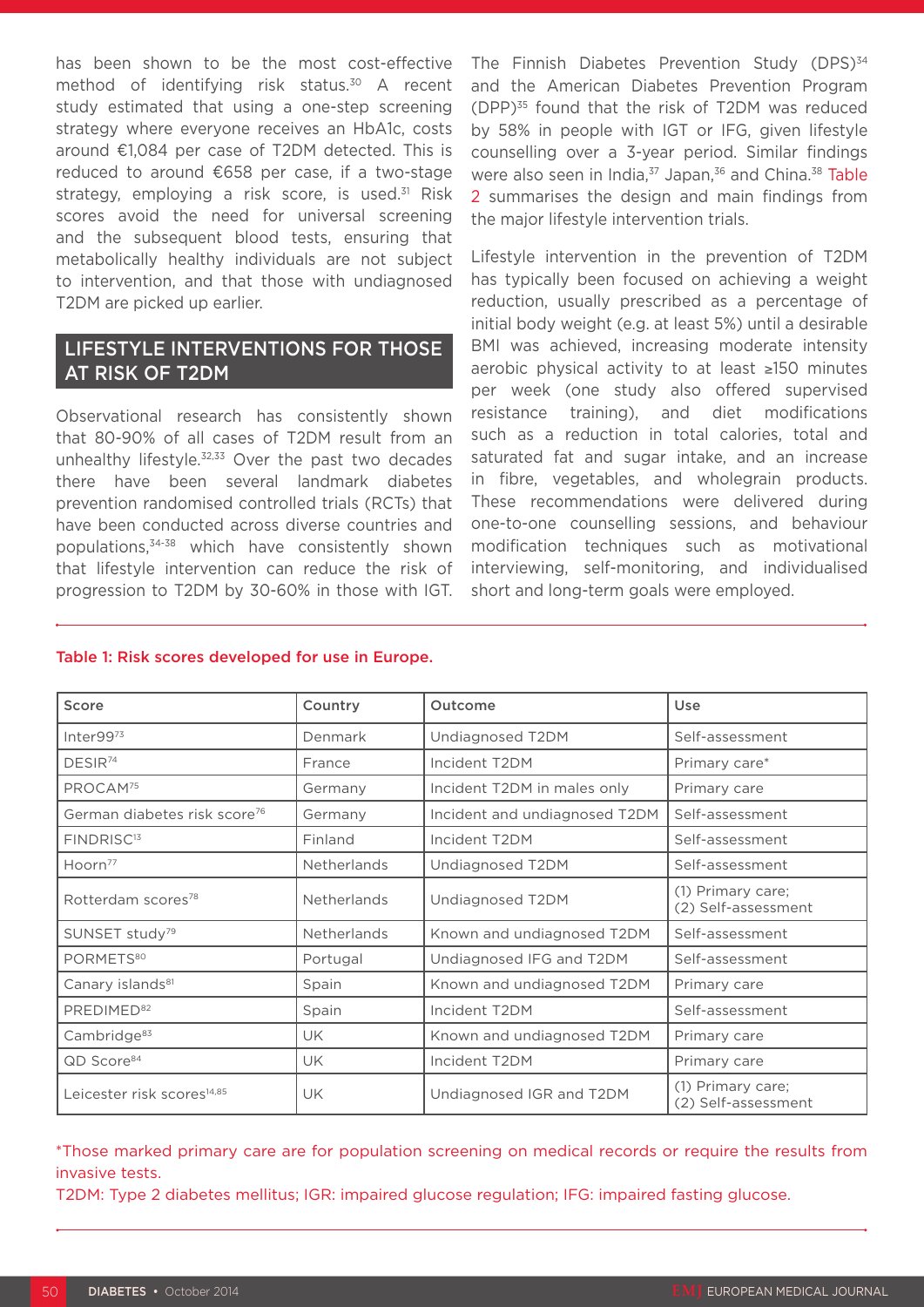has been shown to be the most cost-effective method of identifying risk status.[30] A recent study estimated that using a one-step screening strategy where everyone receives an HbA1c, costs around €1,084 per case of T2DM detected. This is reduced to around €658 per case, if a two-stage strategy, employing a risk score, is used.[31] Risk scores avoid the need for universal screening and the subsequent blood tests, ensuring that metabolically healthy individuals are not subject to intervention, and that those with undiagnosed T2DM are picked up earlier.

## LIFESTYLE INTERVENTIONS FOR THOSE AT RISK OF T2DM

Observational research has consistently shown that 80-90% of all cases of T2DM result from an unhealthy lifestyle.[32,33] Over the past two decades there have been several landmark diabetes prevention randomised controlled trials (RCTs) that have been conducted across diverse countries and populations,[34-38] which have consistently shown that lifestyle intervention can reduce the risk of progression to T2DM by 30-60% in those with IGT.

The Finnish Diabetes Prevention Study (DPS)[34] and the American Diabetes Prevention Program (DPP)[35] found that the risk of T2DM was reduced by 58% in people with IGT or IFG, given lifestyle counselling over a 3-year period. Similar findings were also seen in India,[37] Japan,[36] and China.[38] Table 2 summarises the design and main findings from the major lifestyle intervention trials.

Lifestyle intervention in the prevention of T2DM has typically been focused on achieving a weight reduction, usually prescribed as a percentage of initial body weight (e.g. at least 5%) until a desirable BMI was achieved, increasing moderate intensity aerobic physical activity to at least ≥150 minutes per week (one study also offered supervised resistance training), and diet modifications such as a reduction in total calories, total and saturated fat and sugar intake, and an increase in fibre, vegetables, and wholegrain products. These recommendations were delivered during one-to-one counselling sessions, and behaviour modification techniques such as motivational interviewing, self-monitoring, and individualised short and long-term goals were employed.

Table 1: Risk scores developed for use in Europe.

| Score | Country | Outcome | Use |
|---|---|---|---|
| Inter99[73] | Denmark | Undiagnosed T2DM | Self-assessment |
| DESIR[74] | France | Incident T2DM | Primary care* |
| PROCAM[75] | Germany | Incident T2DM in males only | Primary care |
| German diabetes risk score[76] | Germany | Incident and undiagnosed T2DM | Self-assessment |
| FINDRISC[13] | Finland | Incident T2DM | Self-assessment |
| Hoorn[77] | Netherlands | Undiagnosed T2DM | Self-assessment |
| Rotterdam scores[78] | Netherlands | Undiagnosed T2DM | (1) Primary care; (2) Self-assessment |
| SUNSET study[79] | Netherlands | Known and undiagnosed T2DM | Self-assessment |
| PORMETS[80] | Portugal | Undiagnosed IFG and T2DM | Self-assessment |
| Canary islands[81] | Spain | Known and undiagnosed T2DM | Primary care |
| PREDIMED[82] | Spain | Incident T2DM | Self-assessment |
| Cambridge[83] | UK | Known and undiagnosed T2DM | Primary care |
| QD Score[84] | UK | Incident T2DM | Primary care |
| Leicester risk scores[14,85] | UK | Undiagnosed IGR and T2DM | (1) Primary care; (2) Self-assessment |

*Those marked primary care are for population screening on medical records or require the results from invasive tests.
T2DM: Type 2 diabetes mellitus; IGR: impaired glucose regulation; IFG: impaired fasting glucose.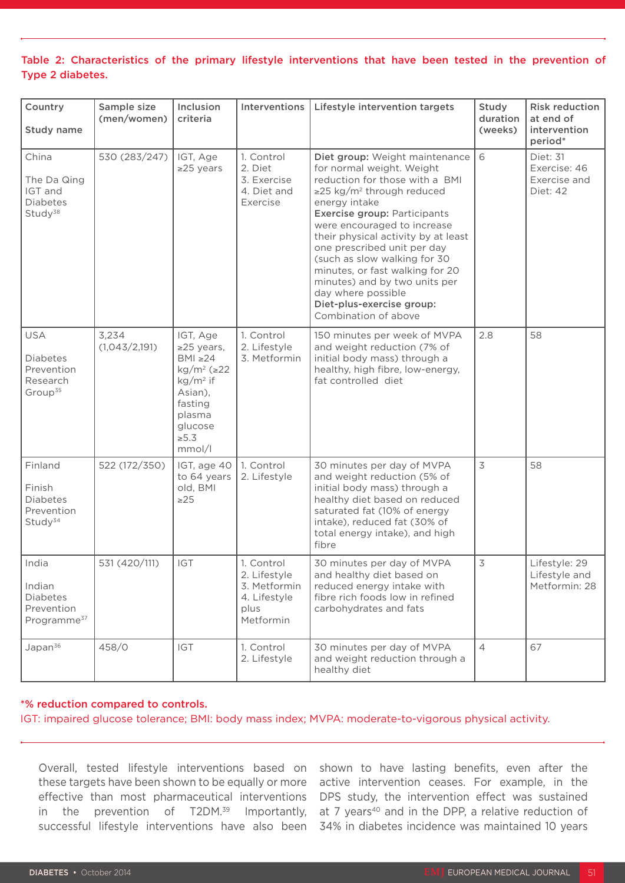**Table 2: Characteristics of the primary lifestyle interventions that have been tested in the prevention of Type 2 diabetes.**

| Country<br><br>Study name | Sample size (men/women) | Inclusion criteria | Interventions | Lifestyle intervention targets | Study duration (weeks) | Risk reduction at end of intervention period* |
|---|---|---|---|---|---|---|
| China<br><br>The Da Qing IGT and Diabetes Study[38] | 530 (283/247) | IGT, Age ≥25 years | 1. Control<br>2. Diet<br>3. Exercise<br>4. Diet and Exercise | **Diet group:** Weight maintenance for normal weight. Weight reduction for those with a BMI ≥25 kg/m² through reduced energy intake<br>**Exercise group:** Participants were encouraged to increase their physical activity by at least one prescribed unit per day (such as slow walking for 30 minutes, or fast walking for 20 minutes) and by two units per day where possible<br>**Diet-plus-exercise group:** Combination of above | 6 | Diet: 31<br>Exercise: 46<br>Exercise and Diet: 42 |
| USA<br><br>Diabetes Prevention Research Group[35] | 3,234 (1,043/2,191) | IGT, Age ≥25 years, BMI ≥24 kg/m² (≥22 kg/m² if Asian), fasting plasma glucose ≥5.3 mmol/l | 1. Control<br>2. Lifestyle<br>3. Metformin | 150 minutes per week of MVPA and weight reduction (7% of initial body mass) through a healthy, high fibre, low-energy, fat controlled diet | 2.8 | 58 |
| Finland<br><br>Finish Diabetes Prevention Study[34] | 522 (172/350) | IGT, age 40 to 64 years old, BMI ≥25 | 1. Control<br>2. Lifestyle | 30 minutes per day of MVPA and weight reduction (5% of initial body mass) through a healthy diet based on reduced saturated fat (10% of energy intake), reduced fat (30% of total energy intake), and high fibre | 3 | 58 |
| India<br><br>Indian Diabetes Prevention Programme[37] | 531 (420/111) | IGT | 1. Control<br>2. Lifestyle<br>3. Metformin<br>4. Lifestyle plus Metformin | 30 minutes per day of MVPA and healthy diet based on reduced energy intake with fibre rich foods low in refined carbohydrates and fats | 3 | Lifestyle: 29<br>Lifestyle and Metformin: 28 |
| Japan[36] | 458/0 | IGT | 1. Control<br>2. Lifestyle | 30 minutes per day of MVPA and weight reduction through a healthy diet | 4 | 67 |

*% reduction compared to controls.
IGT: impaired glucose tolerance; BMI: body mass index; MVPA: moderate-to-vigorous physical activity.

Overall, tested lifestyle interventions based on these targets have been shown to be equally or more effective than most pharmaceutical interventions in the prevention of T2DM.[39] Importantly, successful lifestyle interventions have also been shown to have lasting benefits, even after the active intervention ceases. For example, in the DPS study, the intervention effect was sustained at 7 years[40] and in the DPP, a relative reduction of 34% in diabetes incidence was maintained 10 years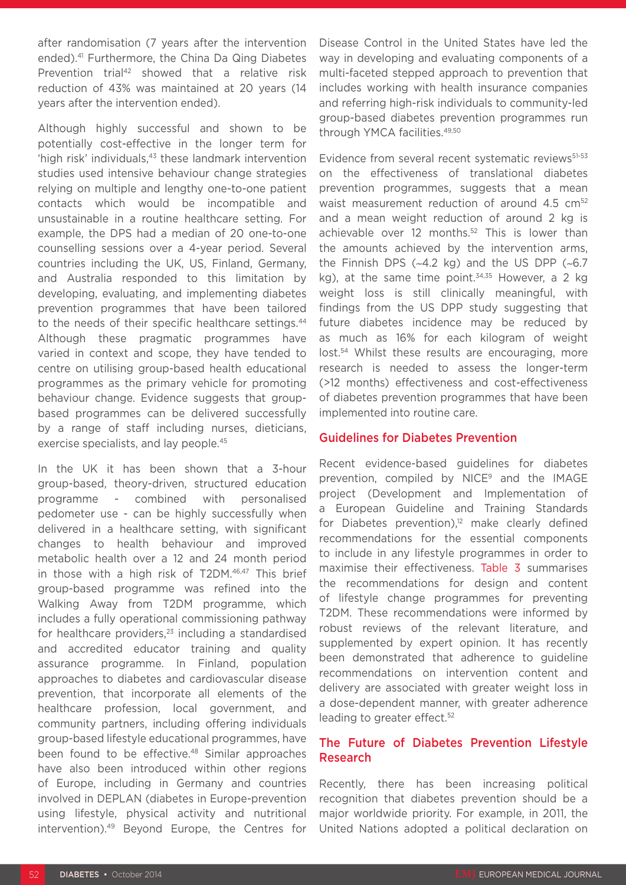after randomisation (7 years after the intervention ended).[41] Furthermore, the China Da Qing Diabetes Prevention trial[42] showed that a relative risk reduction of 43% was maintained at 20 years (14 years after the intervention ended).

Although highly successful and shown to be potentially cost-effective in the longer term for 'high risk' individuals,[43] these landmark intervention studies used intensive behaviour change strategies relying on multiple and lengthy one-to-one patient contacts which would be incompatible and unsustainable in a routine healthcare setting. For example, the DPS had a median of 20 one-to-one counselling sessions over a 4-year period. Several countries including the UK, US, Finland, Germany, and Australia responded to this limitation by developing, evaluating, and implementing diabetes prevention programmes that have been tailored to the needs of their specific healthcare settings.[44] Although these pragmatic programmes have varied in context and scope, they have tended to centre on utilising group-based health educational programmes as the primary vehicle for promoting behaviour change. Evidence suggests that group-based programmes can be delivered successfully by a range of staff including nurses, dieticians, exercise specialists, and lay people.[45]

In the UK it has been shown that a 3-hour group-based, theory-driven, structured education programme - combined with personalised pedometer use - can be highly successfully when delivered in a healthcare setting, with significant changes to health behaviour and improved metabolic health over a 12 and 24 month period in those with a high risk of T2DM.[46,47] This brief group-based programme was refined into the Walking Away from T2DM programme, which includes a fully operational commissioning pathway for healthcare providers,[23] including a standardised and accredited educator training and quality assurance programme. In Finland, population approaches to diabetes and cardiovascular disease prevention, that incorporate all elements of the healthcare profession, local government, and community partners, including offering individuals group-based lifestyle educational programmes, have been found to be effective.[48] Similar approaches have also been introduced within other regions of Europe, including in Germany and countries involved in DEPLAN (diabetes in Europe-prevention using lifestyle, physical activity and nutritional intervention).[49] Beyond Europe, the Centres for Disease Control in the United States have led the way in developing and evaluating components of a multi-faceted stepped approach to prevention that includes working with health insurance companies and referring high-risk individuals to community-led group-based diabetes prevention programmes run through YMCA facilities.[49,50]

Evidence from several recent systematic reviews[51-53] on the effectiveness of translational diabetes prevention programmes, suggests that a mean waist measurement reduction of around 4.5 cm[52] and a mean weight reduction of around 2 kg is achievable over 12 months.[52] This is lower than the amounts achieved by the intervention arms, the Finnish DPS (~4.2 kg) and the US DPP (~6.7 kg), at the same time point.[34,35] However, a 2 kg weight loss is still clinically meaningful, with findings from the US DPP study suggesting that future diabetes incidence may be reduced by as much as 16% for each kilogram of weight lost.[54] Whilst these results are encouraging, more research is needed to assess the longer-term (>12 months) effectiveness and cost-effectiveness of diabetes prevention programmes that have been implemented into routine care.

## Guidelines for Diabetes Prevention

Recent evidence-based guidelines for diabetes prevention, compiled by NICE[9] and the IMAGE project (Development and Implementation of a European Guideline and Training Standards for Diabetes prevention),[12] make clearly defined recommendations for the essential components to include in any lifestyle programmes in order to maximise their effectiveness. Table 3 summarises the recommendations for design and content of lifestyle change programmes for preventing T2DM. These recommendations were informed by robust reviews of the relevant literature, and supplemented by expert opinion. It has recently been demonstrated that adherence to guideline recommendations on intervention content and delivery are associated with greater weight loss in a dose-dependent manner, with greater adherence leading to greater effect.[52]

## The Future of Diabetes Prevention Lifestyle Research

Recently, there has been increasing political recognition that diabetes prevention should be a major worldwide priority. For example, in 2011, the United Nations adopted a political declaration on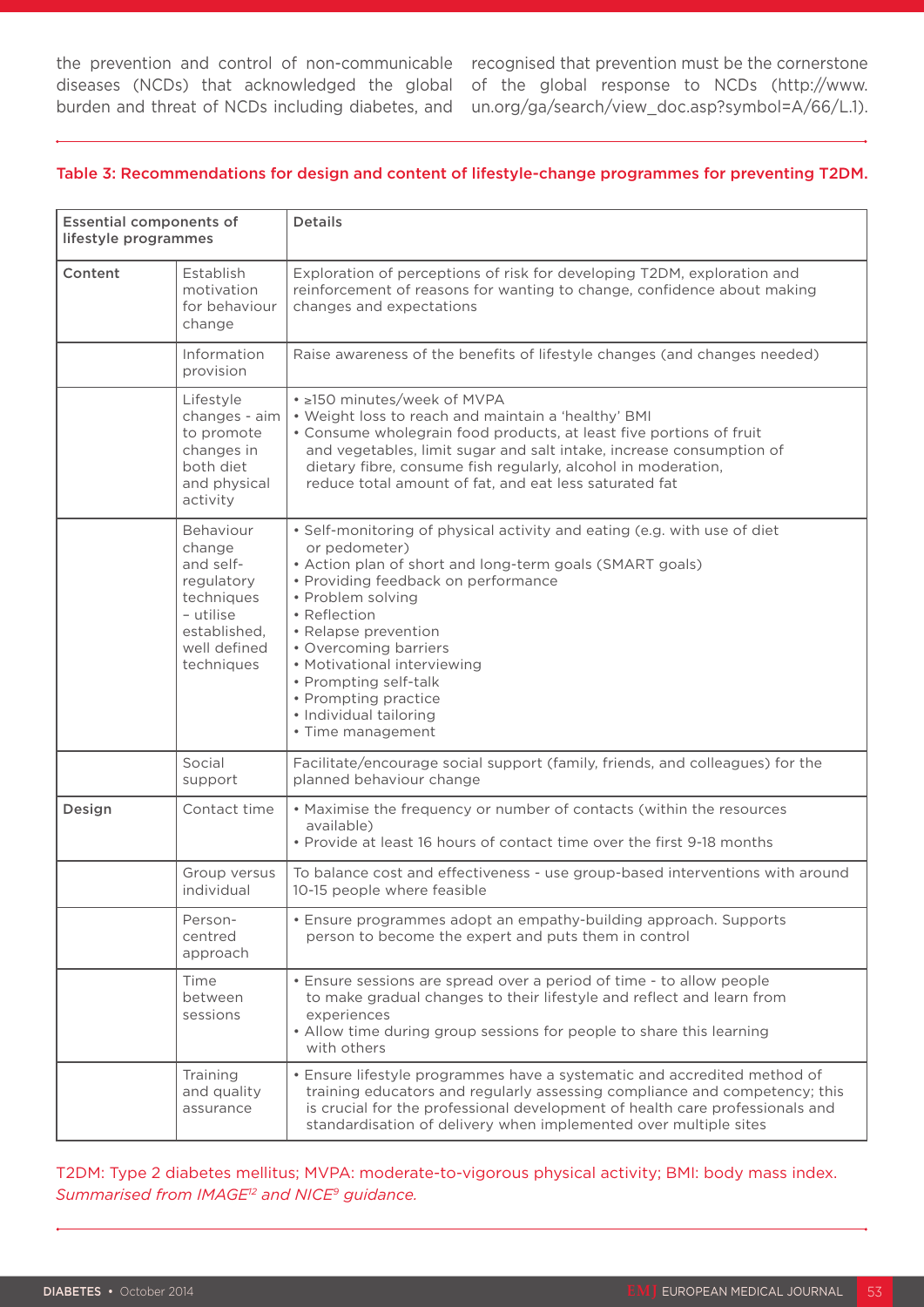the prevention and control of non-communicable diseases (NCDs) that acknowledged the global burden and threat of NCDs including diabetes, and recognised that prevention must be the cornerstone of the global response to NCDs (http://www.un.org/ga/search/view_doc.asp?symbol=A/66/L.1).

**Table 3: Recommendations for design and content of lifestyle-change programmes for preventing T2DM.**

| Essential components of lifestyle programmes | | Details |
|---|---|---|
| Content | Establish motivation for behaviour change | Exploration of perceptions of risk for developing T2DM, exploration and reinforcement of reasons for wanting to change, confidence about making changes and expectations |
| | Information provision | Raise awareness of the benefits of lifestyle changes (and changes needed) |
| | Lifestyle changes - aim to promote changes in both diet and physical activity | • ≥150 minutes/week of MVPA<br>• Weight loss to reach and maintain a 'healthy' BMI<br>• Consume wholegrain food products, at least five portions of fruit and vegetables, limit sugar and salt intake, increase consumption of dietary fibre, consume fish regularly, alcohol in moderation, reduce total amount of fat, and eat less saturated fat |
| | Behaviour change and self-regulatory techniques – utilise established, well defined techniques | • Self-monitoring of physical activity and eating (e.g. with use of diet or pedometer)<br>• Action plan of short and long-term goals (SMART goals)<br>• Providing feedback on performance<br>• Problem solving<br>• Reflection<br>• Relapse prevention<br>• Overcoming barriers<br>• Motivational interviewing<br>• Prompting self-talk<br>• Prompting practice<br>• Individual tailoring<br>• Time management |
| | Social support | Facilitate/encourage social support (family, friends, and colleagues) for the planned behaviour change |
| Design | Contact time | • Maximise the frequency or number of contacts (within the resources available)<br>• Provide at least 16 hours of contact time over the first 9-18 months |
| | Group versus individual | To balance cost and effectiveness - use group-based interventions with around 10-15 people where feasible |
| | Person-centred approach | • Ensure programmes adopt an empathy-building approach. Supports person to become the expert and puts them in control |
| | Time between sessions | • Ensure sessions are spread over a period of time - to allow people to make gradual changes to their lifestyle and reflect and learn from experiences<br>• Allow time during group sessions for people to share this learning with others |
| | Training and quality assurance | • Ensure lifestyle programmes have a systematic and accredited method of training educators and regularly assessing compliance and competency; this is crucial for the professional development of health care professionals and standardisation of delivery when implemented over multiple sites |

T2DM: Type 2 diabetes mellitus; MVPA: moderate-to-vigorous physical activity; BMI: body mass index.
*Summarised from IMAGE[12] and NICE[9] guidance.*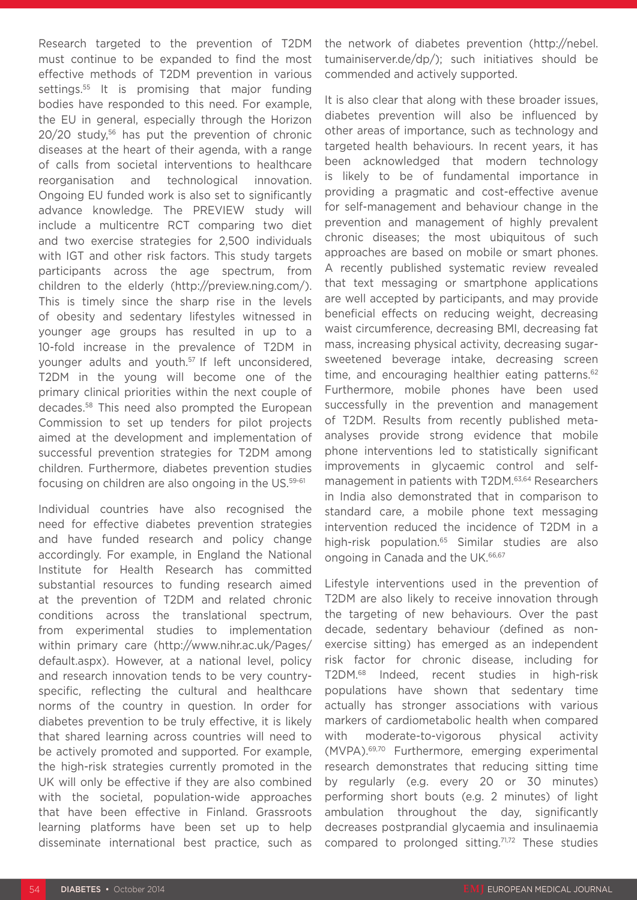Research targeted to the prevention of T2DM must continue to be expanded to find the most effective methods of T2DM prevention in various settings.[55] It is promising that major funding bodies have responded to this need. For example, the EU in general, especially through the Horizon 20/20 study,[56] has put the prevention of chronic diseases at the heart of their agenda, with a range of calls from societal interventions to healthcare reorganisation and technological innovation. Ongoing EU funded work is also set to significantly advance knowledge. The PREVIEW study will include a multicentre RCT comparing two diet and two exercise strategies for 2,500 individuals with IGT and other risk factors. This study targets participants across the age spectrum, from children to the elderly (http://preview.ning.com/). This is timely since the sharp rise in the levels of obesity and sedentary lifestyles witnessed in younger age groups has resulted in up to a 10-fold increase in the prevalence of T2DM in younger adults and youth.[57] If left unconsidered, T2DM in the young will become one of the primary clinical priorities within the next couple of decades.[58] This need also prompted the European Commission to set up tenders for pilot projects aimed at the development and implementation of successful prevention strategies for T2DM among children. Furthermore, diabetes prevention studies focusing on children are also ongoing in the US.[59-61]

Individual countries have also recognised the need for effective diabetes prevention strategies and have funded research and policy change accordingly. For example, in England the National Institute for Health Research has committed substantial resources to funding research aimed at the prevention of T2DM and related chronic conditions across the translational spectrum, from experimental studies to implementation within primary care (http://www.nihr.ac.uk/Pages/default.aspx). However, at a national level, policy and research innovation tends to be very country-specific, reflecting the cultural and healthcare norms of the country in question. In order for diabetes prevention to be truly effective, it is likely that shared learning across countries will need to be actively promoted and supported. For example, the high-risk strategies currently promoted in the UK will only be effective if they are also combined with the societal, population-wide approaches that have been effective in Finland. Grassroots learning platforms have been set up to help disseminate international best practice, such as the network of diabetes prevention (http://nebel.tumainiserver.de/dp/); such initiatives should be commended and actively supported.

It is also clear that along with these broader issues, diabetes prevention will also be influenced by other areas of importance, such as technology and targeted health behaviours. In recent years, it has been acknowledged that modern technology is likely to be of fundamental importance in providing a pragmatic and cost-effective avenue for self-management and behaviour change in the prevention and management of highly prevalent chronic diseases; the most ubiquitous of such approaches are based on mobile or smart phones. A recently published systematic review revealed that text messaging or smartphone applications are well accepted by participants, and may provide beneficial effects on reducing weight, decreasing waist circumference, decreasing BMI, decreasing fat mass, increasing physical activity, decreasing sugar-sweetened beverage intake, decreasing screen time, and encouraging healthier eating patterns.[62] Furthermore, mobile phones have been used successfully in the prevention and management of T2DM. Results from recently published meta-analyses provide strong evidence that mobile phone interventions led to statistically significant improvements in glycaemic control and self-management in patients with T2DM.[63,64] Researchers in India also demonstrated that in comparison to standard care, a mobile phone text messaging intervention reduced the incidence of T2DM in a high-risk population.[65] Similar studies are also ongoing in Canada and the UK.[66,67]

Lifestyle interventions used in the prevention of T2DM are also likely to receive innovation through the targeting of new behaviours. Over the past decade, sedentary behaviour (defined as non-exercise sitting) has emerged as an independent risk factor for chronic disease, including for T2DM.[68] Indeed, recent studies in high-risk populations have shown that sedentary time actually has stronger associations with various markers of cardiometabolic health when compared with moderate-to-vigorous physical activity (MVPA).[69,70] Furthermore, emerging experimental research demonstrates that reducing sitting time by regularly (e.g. every 20 or 30 minutes) performing short bouts (e.g. 2 minutes) of light ambulation throughout the day, significantly decreases postprandial glycaemia and insulinaemia compared to prolonged sitting.[71,72] These studies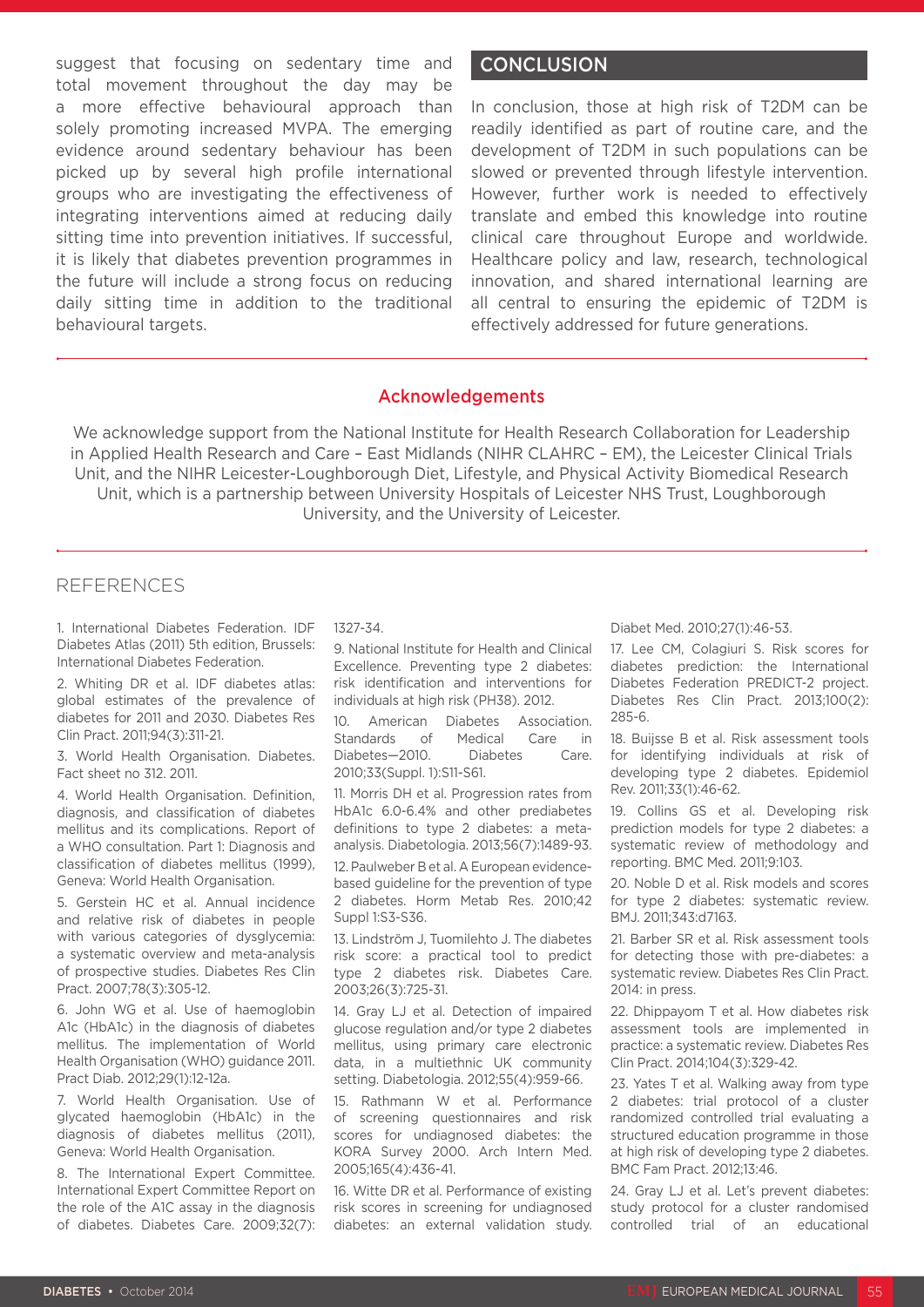suggest that focusing on sedentary time and total movement throughout the day may be a more effective behavioural approach than solely promoting increased MVPA. The emerging evidence around sedentary behaviour has been picked up by several high profile international groups who are investigating the effectiveness of integrating interventions aimed at reducing daily sitting time into prevention initiatives. If successful, it is likely that diabetes prevention programmes in the future will include a strong focus on reducing daily sitting time in addition to the traditional behavioural targets.

## CONCLUSION

In conclusion, those at high risk of T2DM can be readily identified as part of routine care, and the development of T2DM in such populations can be slowed or prevented through lifestyle intervention. However, further work is needed to effectively translate and embed this knowledge into routine clinical care throughout Europe and worldwide. Healthcare policy and law, research, technological innovation, and shared international learning are all central to ensuring the epidemic of T2DM is effectively addressed for future generations.

### Acknowledgements

We acknowledge support from the National Institute for Health Research Collaboration for Leadership in Applied Health Research and Care – East Midlands (NIHR CLAHRC – EM), the Leicester Clinical Trials Unit, and the NIHR Leicester-Loughborough Diet, Lifestyle, and Physical Activity Biomedical Research Unit, which is a partnership between University Hospitals of Leicester NHS Trust, Loughborough University, and the University of Leicester.

## REFERENCES

1. International Diabetes Federation. IDF Diabetes Atlas (2011) 5th edition, Brussels: International Diabetes Federation.

2. Whiting DR et al. IDF diabetes atlas: global estimates of the prevalence of diabetes for 2011 and 2030. Diabetes Res Clin Pract. 2011;94(3):311-21.

3. World Health Organisation. Diabetes. Fact sheet no 312. 2011.

4. World Health Organisation. Definition, diagnosis, and classification of diabetes mellitus and its complications. Report of a WHO consultation. Part 1: Diagnosis and classification of diabetes mellitus (1999), Geneva: World Health Organisation.

5. Gerstein HC et al. Annual incidence and relative risk of diabetes in people with various categories of dysglycemia: a systematic overview and meta-analysis of prospective studies. Diabetes Res Clin Pract. 2007;78(3):305-12.

6. John WG et al. Use of haemoglobin A1c (HbA1c) in the diagnosis of diabetes mellitus. The implementation of World Health Organisation (WHO) guidance 2011. Pract Diab. 2012;29(1):12-12a.

7. World Health Organisation. Use of glycated haemoglobin (HbA1c) in the diagnosis of diabetes mellitus (2011), Geneva: World Health Organisation.

8. The International Expert Committee. International Expert Committee Report on the role of the A1C assay in the diagnosis of diabetes. Diabetes Care. 2009;32(7):1327-34.

9. National Institute for Health and Clinical Excellence. Preventing type 2 diabetes: risk identification and interventions for individuals at high risk (PH38). 2012.

10. American Diabetes Association. Standards of Medical Care in Diabetes—2010. Diabetes Care. 2010;33(Suppl. 1):S11-S61.

11. Morris DH et al. Progression rates from HbA1c 6.0-6.4% and other prediabetes definitions to type 2 diabetes: a meta-analysis. Diabetologia. 2013;56(7):1489-93.

12. Paulweber B et al. A European evidence-based guideline for the prevention of type 2 diabetes. Horm Metab Res. 2010;42 Suppl 1:S3-S36.

13. Lindström J, Tuomilehto J. The diabetes risk score: a practical tool to predict type 2 diabetes risk. Diabetes Care. 2003;26(3):725-31.

14. Gray LJ et al. Detection of impaired glucose regulation and/or type 2 diabetes mellitus, using primary care electronic data, in a multiethnic UK community setting. Diabetologia. 2012;55(4):959-66.

15. Rathmann W et al. Performance of screening questionnaires and risk scores for undiagnosed diabetes: the KORA Survey 2000. Arch Intern Med. 2005;165(4):436-41.

16. Witte DR et al. Performance of existing risk scores in screening for undiagnosed diabetes: an external validation study. Diabet Med. 2010;27(1):46-53.

17. Lee CM, Colagiuri S. Risk scores for diabetes prediction: the International Diabetes Federation PREDICT-2 project. Diabetes Res Clin Pract. 2013;100(2):285-6.

18. Buijsse B et al. Risk assessment tools for identifying individuals at risk of developing type 2 diabetes. Epidemiol Rev. 2011;33(1):46-62.

19. Collins GS et al. Developing risk prediction models for type 2 diabetes: a systematic review of methodology and reporting. BMC Med. 2011;9:103.

20. Noble D et al. Risk models and scores for type 2 diabetes: systematic review. BMJ. 2011;343:d7163.

21. Barber SR et al. Risk assessment tools for detecting those with pre-diabetes: a systematic review. Diabetes Res Clin Pract. 2014: in press.

22. Dhippayom T et al. How diabetes risk assessment tools are implemented in practice: a systematic review. Diabetes Res Clin Pract. 2014;104(3):329-42.

23. Yates T et al. Walking away from type 2 diabetes: trial protocol of a cluster randomized controlled trial evaluating a structured education programme in those at high risk of developing type 2 diabetes. BMC Fam Pract. 2012;13:46.

24. Gray LJ et al. Let's prevent diabetes: study protocol for a cluster randomised controlled trial of an educational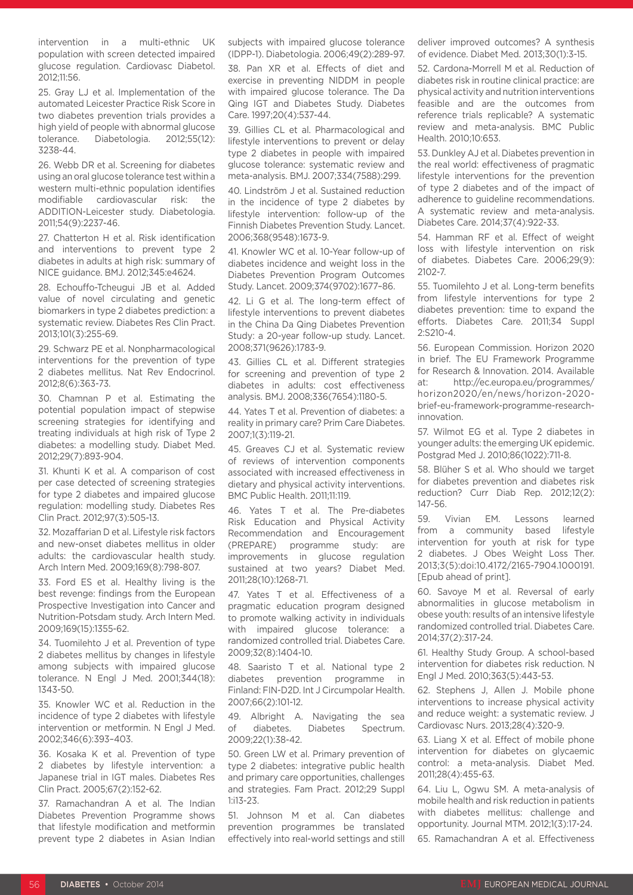intervention in a multi-ethnic UK population with screen detected impaired glucose regulation. Cardiovasc Diabetol. 2012;11:56.

25. Gray LJ et al. Implementation of the automated Leicester Practice Risk Score in two diabetes prevention trials provides a high yield of people with abnormal glucose tolerance. Diabetologia. 2012;55(12): 3238-44.

26. Webb DR et al. Screening for diabetes using an oral glucose tolerance test within a western multi-ethnic population identifies modifiable cardiovascular risk: the ADDITION-Leicester study. Diabetologia. 2011;54(9):2237-46.

27. Chatterton H et al. Risk identification and interventions to prevent type 2 diabetes in adults at high risk: summary of NICE guidance. BMJ. 2012;345:e4624.

28. Echouffo-Tcheugui JB et al. Added value of novel circulating and genetic biomarkers in type 2 diabetes prediction: a systematic review. Diabetes Res Clin Pract. 2013;101(3):255-69.

29. Schwarz PE et al. Nonpharmacological interventions for the prevention of type 2 diabetes mellitus. Nat Rev Endocrinol. 2012;8(6):363-73.

30. Chamnan P et al. Estimating the potential population impact of stepwise screening strategies for identifying and treating individuals at high risk of Type 2 diabetes: a modelling study. Diabet Med. 2012;29(7):893-904.

31. Khunti K et al. A comparison of cost per case detected of screening strategies for type 2 diabetes and impaired glucose regulation: modelling study. Diabetes Res Clin Pract. 2012;97(3):505-13.

32. Mozaffarian D et al. Lifestyle risk factors and new-onset diabetes mellitus in older adults: the cardiovascular health study. Arch Intern Med. 2009;169(8):798-807.

33. Ford ES et al. Healthy living is the best revenge: findings from the European Prospective Investigation into Cancer and Nutrition-Potsdam study. Arch Intern Med. 2009;169(15):1355-62.

34. Tuomilehto J et al. Prevention of type 2 diabetes mellitus by changes in lifestyle among subjects with impaired glucose tolerance. N Engl J Med. 2001;344(18): 1343-50.

35. Knowler WC et al. Reduction in the incidence of type 2 diabetes with lifestyle intervention or metformin. N Engl J Med. 2002;346(6):393–403.

36. Kosaka K et al. Prevention of type 2 diabetes by lifestyle intervention: a Japanese trial in IGT males. Diabetes Res Clin Pract. 2005;67(2):152-62.

37. Ramachandran A et al. The Indian Diabetes Prevention Programme shows that lifestyle modification and metformin prevent type 2 diabetes in Asian Indian subjects with impaired glucose tolerance (IDPP-1). Diabetologia. 2006;49(2):289-97.

38. Pan XR et al. Effects of diet and exercise in preventing NIDDM in people with impaired glucose tolerance. The Da Qing IGT and Diabetes Study. Diabetes Care. 1997;20(4):537-44.

39. Gillies CL et al. Pharmacological and lifestyle interventions to prevent or delay type 2 diabetes in people with impaired glucose tolerance: systematic review and meta-analysis. BMJ. 2007;334(7588):299.

40. Lindström J et al. Sustained reduction in the incidence of type 2 diabetes by lifestyle intervention: follow-up of the Finnish Diabetes Prevention Study. Lancet. 2006;368(9548):1673-9.

41. Knowler WC et al. 10-Year follow-up of diabetes incidence and weight loss in the Diabetes Prevention Program Outcomes Study. Lancet. 2009;374(9702):1677–86.

42. Li G et al. The long-term effect of lifestyle interventions to prevent diabetes in the China Da Qing Diabetes Prevention Study: a 20-year follow-up study. Lancet. 2008;371(9626):1783-9.

43. Gillies CL et al. Different strategies for screening and prevention of type 2 diabetes in adults: cost effectiveness analysis. BMJ. 2008;336(7654):1180-5.

44. Yates T et al. Prevention of diabetes: a reality in primary care? Prim Care Diabetes. 2007;1(3):119-21.

45. Greaves CJ et al. Systematic review of reviews of intervention components associated with increased effectiveness in dietary and physical activity interventions. BMC Public Health. 2011;11:119.

46. Yates T et al. The Pre-diabetes Risk Education and Physical Activity Recommendation and Encouragement (PREPARE) programme study: are improvements in glucose regulation sustained at two years? Diabet Med. 2011;28(10):1268-71.

47. Yates T et al. Effectiveness of a pragmatic education program designed to promote walking activity in individuals with impaired glucose tolerance: a randomized controlled trial. Diabetes Care. 2009;32(8):1404-10.

48. Saaristo T et al. National type 2 diabetes prevention programme in Finland: FIN-D2D. Int J Circumpolar Health. 2007;66(2):101-12.

49. Albright A. Navigating the sea of diabetes. Diabetes Spectrum. 2009;22(1):38-42.

50. Green LW et al. Primary prevention of type 2 diabetes: integrative public health and primary care opportunities, challenges and strategies. Fam Pract. 2012;29 Suppl 1:i13-23.

51. Johnson M et al. Can diabetes prevention programmes be translated effectively into real-world settings and still deliver improved outcomes? A synthesis of evidence. Diabet Med. 2013;30(1):3-15.

52. Cardona-Morrell M et al. Reduction of diabetes risk in routine clinical practice: are physical activity and nutrition interventions feasible and are the outcomes from reference trials replicable? A systematic review and meta-analysis. BMC Public Health. 2010;10:653.

53. Dunkley AJ et al. Diabetes prevention in the real world: effectiveness of pragmatic lifestyle interventions for the prevention of type 2 diabetes and of the impact of adherence to guideline recommendations. A systematic review and meta-analysis. Diabetes Care. 2014;37(4):922-33.

54. Hamman RF et al. Effect of weight loss with lifestyle intervention on risk of diabetes. Diabetes Care. 2006;29(9): 2102-7.

55. Tuomilehto J et al. Long-term benefits from lifestyle interventions for type 2 diabetes prevention: time to expand the efforts. Diabetes Care. 2011;34 Suppl 2:S210-4.

56. European Commission. Horizon 2020 in brief. The EU Framework Programme for Research & Innovation. 2014. Available at: http://ec.europa.eu/programmes/horizon2020/en/news/horizon-2020-brief-eu-framework-programme-research-innovation.

57. Wilmot EG et al. Type 2 diabetes in younger adults: the emerging UK epidemic. Postgrad Med J. 2010;86(1022):711-8.

58. Blüher S et al. Who should we target for diabetes prevention and diabetes risk reduction? Curr Diab Rep. 2012;12(2): 147-56.

59. Vivian EM. Lessons learned from a community based lifestyle intervention for youth at risk for type 2 diabetes. J Obes Weight Loss Ther. 2013;3(5):doi:10.4172/2165-7904.1000191. [Epub ahead of print].

60. Savoye M et al. Reversal of early abnormalities in glucose metabolism in obese youth: results of an intensive lifestyle randomized controlled trial. Diabetes Care. 2014;37(2):317-24.

61. Healthy Study Group. A school-based intervention for diabetes risk reduction. N Engl J Med. 2010;363(5):443-53.

62. Stephens J, Allen J. Mobile phone interventions to increase physical activity and reduce weight: a systematic review. J Cardiovasc Nurs. 2013;28(4):320-9.

63. Liang X et al. Effect of mobile phone intervention for diabetes on glycaemic control: a meta-analysis. Diabet Med. 2011;28(4):455-63.

64. Liu L, Ogwu SM. A meta-analysis of mobile health and risk reduction in patients with diabetes mellitus: challenge and opportunity. Journal MTM. 2012;1(3):17-24.

65. Ramachandran A et al. Effectiveness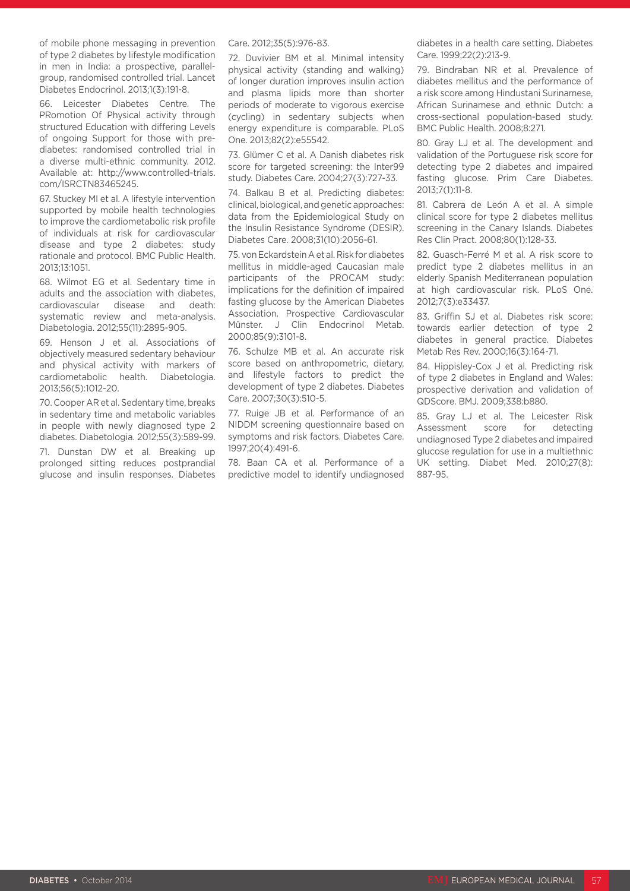of mobile phone messaging in prevention of type 2 diabetes by lifestyle modification in men in India: a prospective, parallel-group, randomised controlled trial. Lancet Diabetes Endocrinol. 2013;1(3):191-8.

66. Leicester Diabetes Centre. The PRomotion Of Physical activity through structured Education with differing Levels of ongoing Support for those with pre-diabetes: randomised controlled trial in a diverse multi-ethnic community. 2012. Available at: http://www.controlled-trials.com/ISRCTN83465245.

67. Stuckey MI et al. A lifestyle intervention supported by mobile health technologies to improve the cardiometabolic risk profile of individuals at risk for cardiovascular disease and type 2 diabetes: study rationale and protocol. BMC Public Health. 2013;13:1051.

68. Wilmot EG et al. Sedentary time in adults and the association with diabetes, cardiovascular disease and death: systematic review and meta-analysis. Diabetologia. 2012;55(11):2895-905.

69. Henson J et al. Associations of objectively measured sedentary behaviour and physical activity with markers of cardiometabolic health. Diabetologia. 2013;56(5):1012-20.

70. Cooper AR et al. Sedentary time, breaks in sedentary time and metabolic variables in people with newly diagnosed type 2 diabetes. Diabetologia. 2012;55(3):589-99.

71. Dunstan DW et al. Breaking up prolonged sitting reduces postprandial glucose and insulin responses. Diabetes Care. 2012;35(5):976-83.

72. Duvivier BM et al. Minimal intensity physical activity (standing and walking) of longer duration improves insulin action and plasma lipids more than shorter periods of moderate to vigorous exercise (cycling) in sedentary subjects when energy expenditure is comparable. PLoS One. 2013;82(2):e55542.

73. Glümer C et al. A Danish diabetes risk score for targeted screening: the Inter99 study. Diabetes Care. 2004;27(3):727-33.

74. Balkau B et al. Predicting diabetes: clinical, biological, and genetic approaches: data from the Epidemiological Study on the Insulin Resistance Syndrome (DESIR). Diabetes Care. 2008;31(10):2056-61.

75. von Eckardstein A et al. Risk for diabetes mellitus in middle-aged Caucasian male participants of the PROCAM study: implications for the definition of impaired fasting glucose by the American Diabetes Association. Prospective Cardiovascular Münster. J Clin Endocrinol Metab. 2000;85(9):3101-8.

76. Schulze MB et al. An accurate risk score based on anthropometric, dietary, and lifestyle factors to predict the development of type 2 diabetes. Diabetes Care. 2007;30(3):510-5.

77. Ruige JB et al. Performance of an NIDDM screening questionnaire based on symptoms and risk factors. Diabetes Care. 1997;20(4):491-6.

78. Baan CA et al. Performance of a predictive model to identify undiagnosed diabetes in a health care setting. Diabetes Care. 1999;22(2):213-9.

79. Bindraban NR et al. Prevalence of diabetes mellitus and the performance of a risk score among Hindustani Surinamese, African Surinamese and ethnic Dutch: a cross-sectional population-based study. BMC Public Health. 2008;8:271.

80. Gray LJ et al. The development and validation of the Portuguese risk score for detecting type 2 diabetes and impaired fasting glucose. Prim Care Diabetes. 2013;7(1):11-8.

81. Cabrera de León A et al. A simple clinical score for type 2 diabetes mellitus screening in the Canary Islands. Diabetes Res Clin Pract. 2008;80(1):128-33.

82. Guasch-Ferré M et al. A risk score to predict type 2 diabetes mellitus in an elderly Spanish Mediterranean population at high cardiovascular risk. PLoS One. 2012;7(3):e33437.

83. Griffin SJ et al. Diabetes risk score: towards earlier detection of type 2 diabetes in general practice. Diabetes Metab Res Rev. 2000;16(3):164-71.

84. Hippisley-Cox J et al. Predicting risk of type 2 diabetes in England and Wales: prospective derivation and validation of QDScore. BMJ. 2009;338:b880.

85. Gray LJ et al. The Leicester Risk Assessment score for detecting undiagnosed Type 2 diabetes and impaired glucose regulation for use in a multiethnic UK setting. Diabet Med. 2010;27(8):887-95.